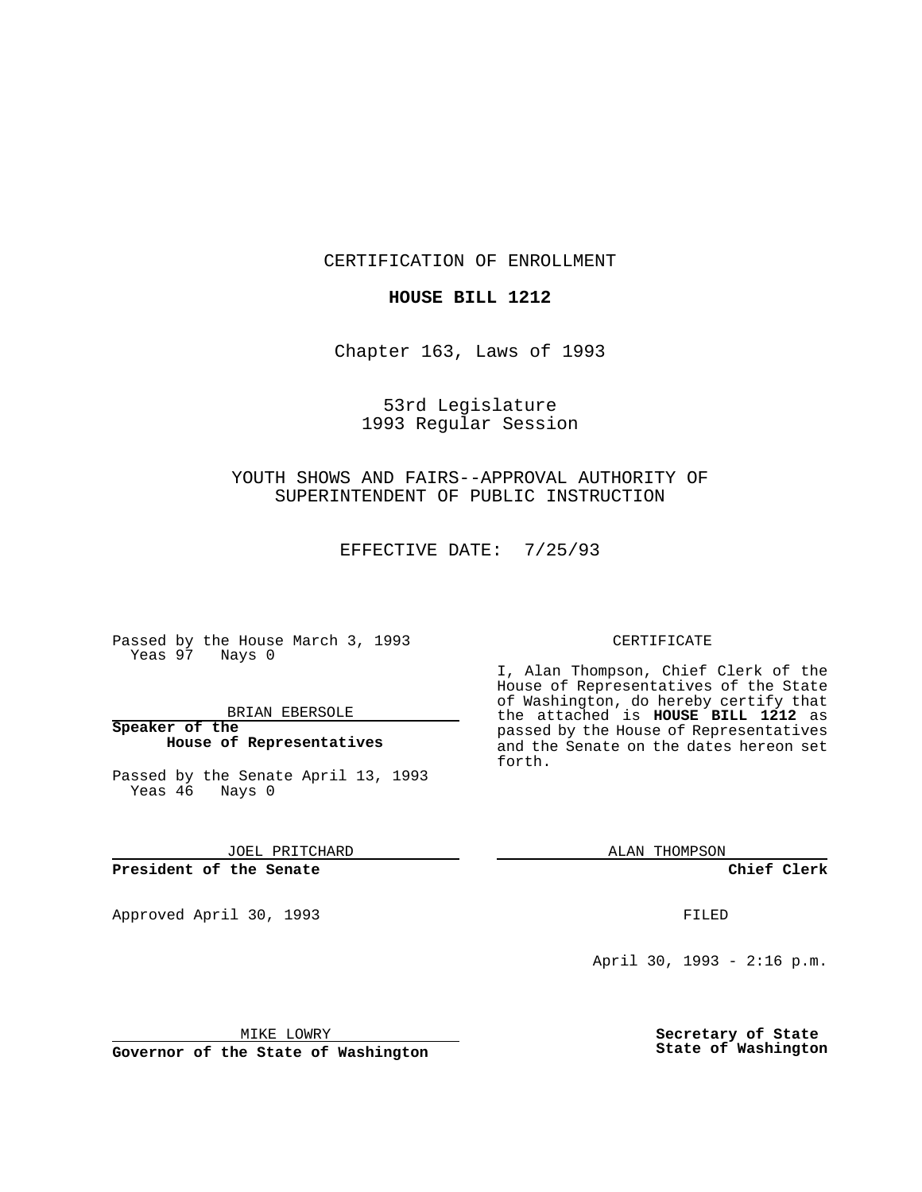CERTIFICATION OF ENROLLMENT

**HOUSE BILL 1212**

Chapter 163, Laws of 1993

53rd Legislature
1993 Regular Session

YOUTH SHOWS AND FAIRS--APPROVAL AUTHORITY OF SUPERINTENDENT OF PUBLIC INSTRUCTION

EFFECTIVE DATE: 7/25/93

Passed by the House March 3, 1993
Yeas 97 Nays 0

BRIAN EBERSOLE

**Speaker of the House of Representatives**

Passed by the Senate April 13, 1993
Yeas 46 Nays 0

JOEL PRITCHARD

**President of the Senate**

Approved April 30, 1993

MIKE LOWRY

**Governor of the State of Washington**

CERTIFICATE

I, Alan Thompson, Chief Clerk of the House of Representatives of the State of Washington, do hereby certify that the attached is **HOUSE BILL 1212** as passed by the House of Representatives and the Senate on the dates hereon set forth.

ALAN THOMPSON

**Chief Clerk**

FILED

April 30, 1993 - 2:16 p.m.

**Secretary of State**
**State of Washington**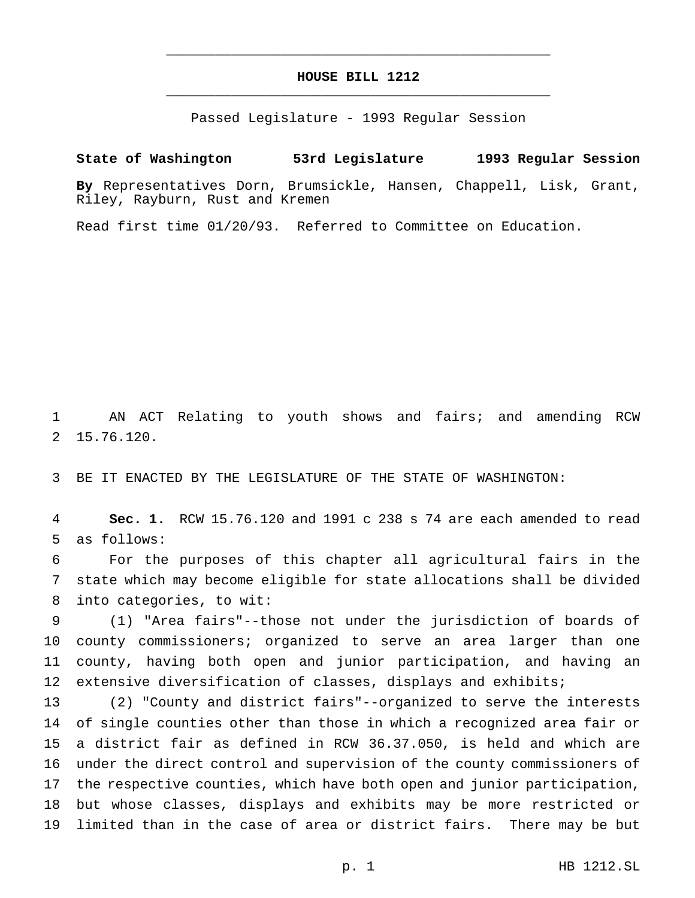# HOUSE BILL 1212

Passed Legislature - 1993 Regular Session

**State of Washington 53rd Legislature 1993 Regular Session**

**By** Representatives Dorn, Brumsickle, Hansen, Chappell, Lisk, Grant, Riley, Rayburn, Rust and Kremen

Read first time 01/20/93. Referred to Committee on Education.

AN ACT Relating to youth shows and fairs; and amending RCW 15.76.120.

BE IT ENACTED BY THE LEGISLATURE OF THE STATE OF WASHINGTON:

**Sec. 1.** RCW 15.76.120 and 1991 c 238 s 74 are each amended to read as follows:

For the purposes of this chapter all agricultural fairs in the state which may become eligible for state allocations shall be divided into categories, to wit:

(1) "Area fairs"--those not under the jurisdiction of boards of county commissioners; organized to serve an area larger than one county, having both open and junior participation, and having an extensive diversification of classes, displays and exhibits;

(2) "County and district fairs"--organized to serve the interests of single counties other than those in which a recognized area fair or a district fair as defined in RCW 36.37.050, is held and which are under the direct control and supervision of the county commissioners of the respective counties, which have both open and junior participation, but whose classes, displays and exhibits may be more restricted or limited than in the case of area or district fairs. There may be but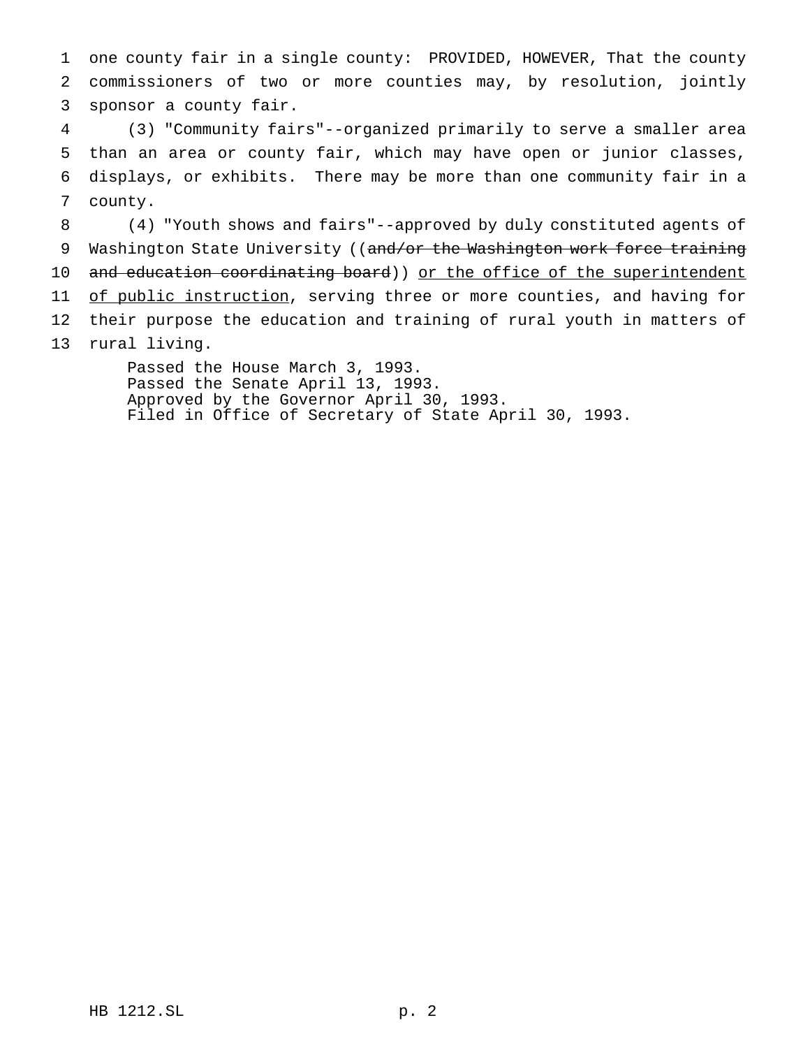one county fair in a single county: PROVIDED, HOWEVER, That the county commissioners of two or more counties may, by resolution, jointly sponsor a county fair.

(3) "Community fairs"--organized primarily to serve a smaller area than an area or county fair, which may have open or junior classes, displays, or exhibits. There may be more than one community fair in a county.

(4) "Youth shows and fairs"--approved by duly constituted agents of Washington State University ((~~and/or the Washington work force training and education coordinating board~~)) <u>or the office of the superintendent of public instruction</u>, serving three or more counties, and having for their purpose the education and training of rural youth in matters of rural living.

Passed the House March 3, 1993.
Passed the Senate April 13, 1993.
Approved by the Governor April 30, 1993.
Filed in Office of Secretary of State April 30, 1993.